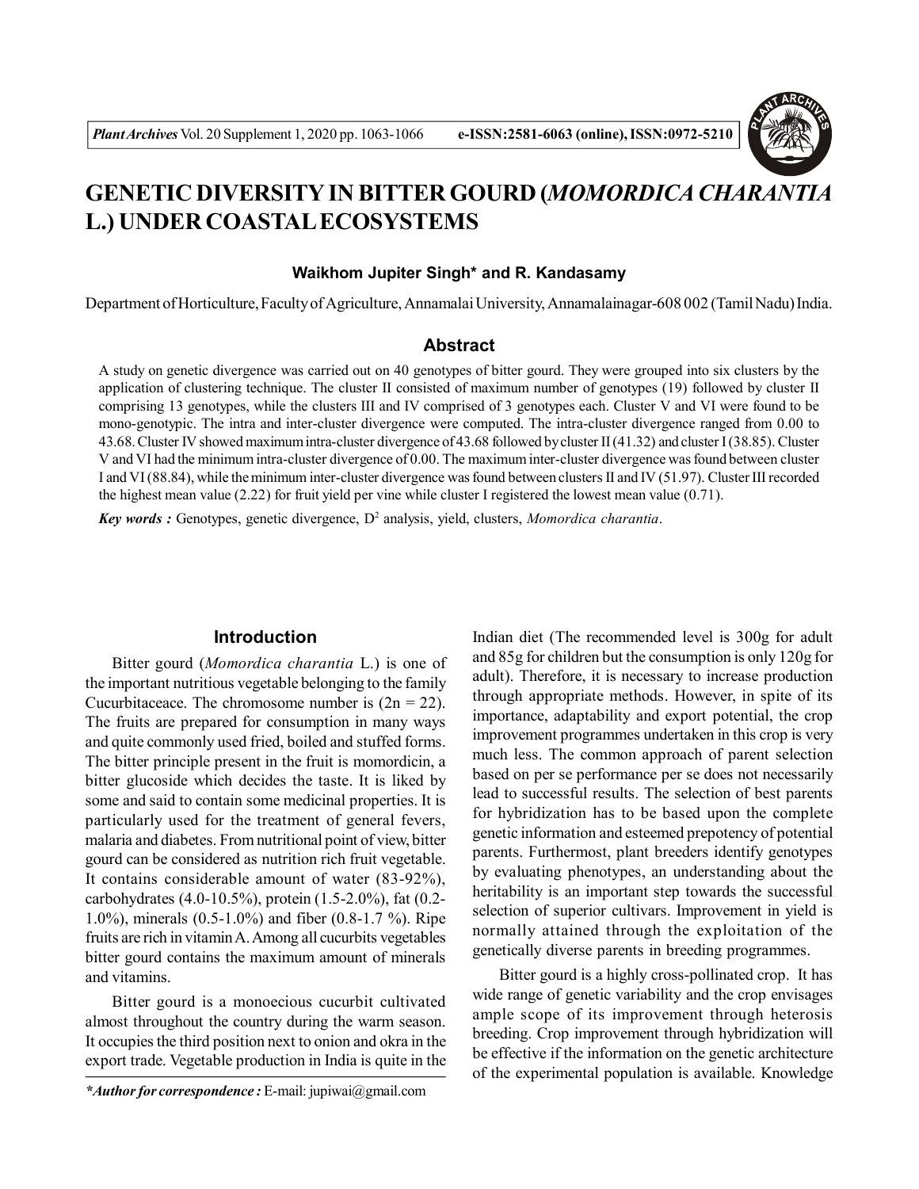# GENETIC DIVERSITY IN BITTER GOURD (*MOMORDICA CHARANTIA* L.) UNDER COASTAL ECOSYSTEMS

**Waikhom Jupiter Singh\* and R. Kandasamy**

Department of Horticulture, Faculty of Agriculture, Annamalai University, Annamalainagar-608 002 (Tamil Nadu) India.

## Abstract

A study on genetic divergence was carried out on 40 genotypes of bitter gourd. They were grouped into six clusters by the application of clustering technique. The cluster II consisted of maximum number of genotypes (19) followed by cluster II comprising 13 genotypes, while the clusters III and IV comprised of 3 genotypes each. Cluster V and VI were found to be mono-genotypic. The intra and inter-cluster divergence were computed. The intra-cluster divergence ranged from 0.00 to 43.68. Cluster IV showed maximum intra-cluster divergence of 43.68 followed by cluster II (41.32) and cluster I (38.85). Cluster V and VI had the minimum intra-cluster divergence of 0.00. The maximum inter-cluster divergence was found between cluster I and VI (88.84), while the minimum inter-cluster divergence was found between clusters II and IV (51.97). Cluster III recorded the highest mean value (2.22) for fruit yield per vine while cluster I registered the lowest mean value (0.71).

***Key words :*** Genotypes, genetic divergence, $D^2$ analysis, yield, clusters, *Momordica charantia*.

## Introduction

Bitter gourd (*Momordica charantia* L.) is one of the important nutritious vegetable belonging to the family Cucurbitaceace. The chromosome number is (2n = 22). The fruits are prepared for consumption in many ways and quite commonly used fried, boiled and stuffed forms. The bitter principle present in the fruit is momordicin, a bitter glucoside which decides the taste. It is liked by some and said to contain some medicinal properties. It is particularly used for the treatment of general fevers, malaria and diabetes. From nutritional point of view, bitter gourd can be considered as nutrition rich fruit vegetable. It contains considerable amount of water (83-92%), carbohydrates (4.0-10.5%), protein (1.5-2.0%), fat (0.2-1.0%), minerals (0.5-1.0%) and fiber (0.8-1.7 %). Ripe fruits are rich in vitamin A. Among all cucurbits vegetables bitter gourd contains the maximum amount of minerals and vitamins.

Bitter gourd is a monoecious cucurbit cultivated almost throughout the country during the warm season. It occupies the third position next to onion and okra in the export trade. Vegetable production in India is quite in the Indian diet (The recommended level is 300g for adult and 85g for children but the consumption is only 120g for adult). Therefore, it is necessary to increase production through appropriate methods. However, in spite of its importance, adaptability and export potential, the crop improvement programmes undertaken in this crop is very much less. The common approach of parent selection based on per se performance per se does not necessarily lead to successful results. The selection of best parents for hybridization has to be based upon the complete genetic information and esteemed prepotency of potential parents. Furthermost, plant breeders identify genotypes by evaluating phenotypes, an understanding about the heritability is an important step towards the successful selection of superior cultivars. Improvement in yield is normally attained through the exploitation of the genetically diverse parents in breeding programmes.

Bitter gourd is a highly cross-pollinated crop. It has wide range of genetic variability and the crop envisages ample scope of its improvement through heterosis breeding. Crop improvement through hybridization will be effective if the information on the genetic architecture of the experimental population is available. Knowledge

*\*Author for correspondence :* E-mail: jupiwai@gmail.com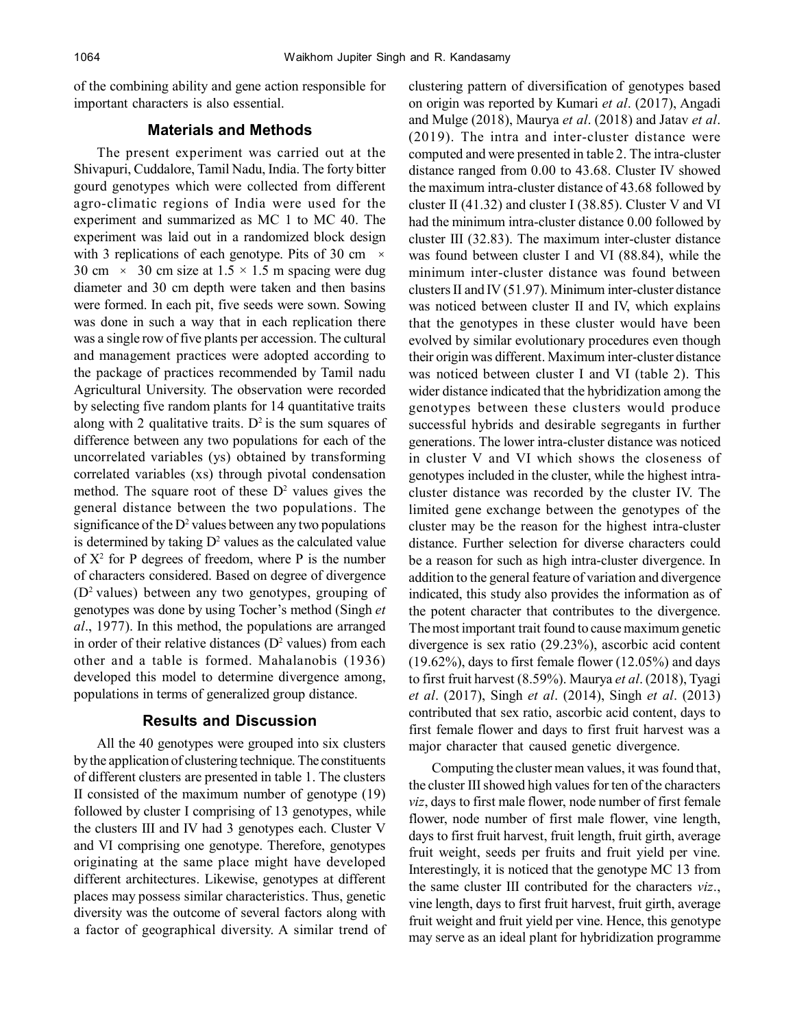of the combining ability and gene action responsible for important characters is also essential.

## Materials and Methods

The present experiment was carried out at the Shivapuri, Cuddalore, Tamil Nadu, India. The forty bitter gourd genotypes which were collected from different agro-climatic regions of India were used for the experiment and summarized as MC 1 to MC 40. The experiment was laid out in a randomized block design with 3 replications of each genotype. Pits of 30 cm × 30 cm × 30 cm size at 1.5 × 1.5 m spacing were dug diameter and 30 cm depth were taken and then basins were formed. In each pit, five seeds were sown. Sowing was done in such a way that in each replication there was a single row of five plants per accession. The cultural and management practices were adopted according to the package of practices recommended by Tamil nadu Agricultural University. The observation were recorded by selecting five random plants for 14 quantitative traits along with 2 qualitative traits. $D^2$ is the sum squares of difference between any two populations for each of the uncorrelated variables (ys) obtained by transforming correlated variables (xs) through pivotal condensation method. The square root of these $D^2$ values gives the general distance between the two populations. The significance of the $D^2$ values between any two populations is determined by taking $D^2$ values as the calculated value of $X^2$ for P degrees of freedom, where P is the number of characters considered. Based on degree of divergence ($D^2$ values) between any two genotypes, grouping of genotypes was done by using Tocher's method (Singh *et al*., 1977). In this method, the populations are arranged in order of their relative distances ($D^2$ values) from each other and a table is formed. Mahalanobis (1936) developed this model to determine divergence among, populations in terms of generalized group distance.

## Results and Discussion

All the 40 genotypes were grouped into six clusters by the application of clustering technique. The constituents of different clusters are presented in table 1. The clusters II consisted of the maximum number of genotype (19) followed by cluster I comprising of 13 genotypes, while the clusters III and IV had 3 genotypes each. Cluster V and VI comprising one genotype. Therefore, genotypes originating at the same place might have developed different architectures. Likewise, genotypes at different places may possess similar characteristics. Thus, genetic diversity was the outcome of several factors along with a factor of geographical diversity. A similar trend of clustering pattern of diversification of genotypes based on origin was reported by Kumari *et al*. (2017), Angadi and Mulge (2018), Maurya *et al*. (2018) and Jatav *et al*. (2019). The intra and inter-cluster distance were computed and were presented in table 2. The intra-cluster distance ranged from 0.00 to 43.68. Cluster IV showed the maximum intra-cluster distance of 43.68 followed by cluster II (41.32) and cluster I (38.85). Cluster V and VI had the minimum intra-cluster distance 0.00 followed by cluster III (32.83). The maximum inter-cluster distance was found between cluster I and VI (88.84), while the minimum inter-cluster distance was found between clusters II and IV (51.97). Minimum inter-cluster distance was noticed between cluster II and IV, which explains that the genotypes in these cluster would have been evolved by similar evolutionary procedures even though their origin was different. Maximum inter-cluster distance was noticed between cluster I and VI (table 2). This wider distance indicated that the hybridization among the genotypes between these clusters would produce successful hybrids and desirable segregants in further generations. The lower intra-cluster distance was noticed in cluster V and VI which shows the closeness of genotypes included in the cluster, while the highest intra-cluster distance was recorded by the cluster IV. The limited gene exchange between the genotypes of the cluster may be the reason for the highest intra-cluster distance. Further selection for diverse characters could be a reason for such as high intra-cluster divergence. In addition to the general feature of variation and divergence indicated, this study also provides the information as of the potent character that contributes to the divergence. The most important trait found to cause maximum genetic divergence is sex ratio (29.23%), ascorbic acid content (19.62%), days to first female flower (12.05%) and days to first fruit harvest (8.59%). Maurya *et al*. (2018), Tyagi *et al*. (2017), Singh *et al*. (2014), Singh *et al*. (2013) contributed that sex ratio, ascorbic acid content, days to first female flower and days to first fruit harvest was a major character that caused genetic divergence.

Computing the cluster mean values, it was found that, the cluster III showed high values for ten of the characters *viz*, days to first male flower, node number of first female flower, node number of first male flower, vine length, days to first fruit harvest, fruit length, fruit girth, average fruit weight, seeds per fruits and fruit yield per vine. Interestingly, it is noticed that the genotype MC 13 from the same cluster III contributed for the characters *viz*., vine length, days to first fruit harvest, fruit girth, average fruit weight and fruit yield per vine. Hence, this genotype may serve as an ideal plant for hybridization programme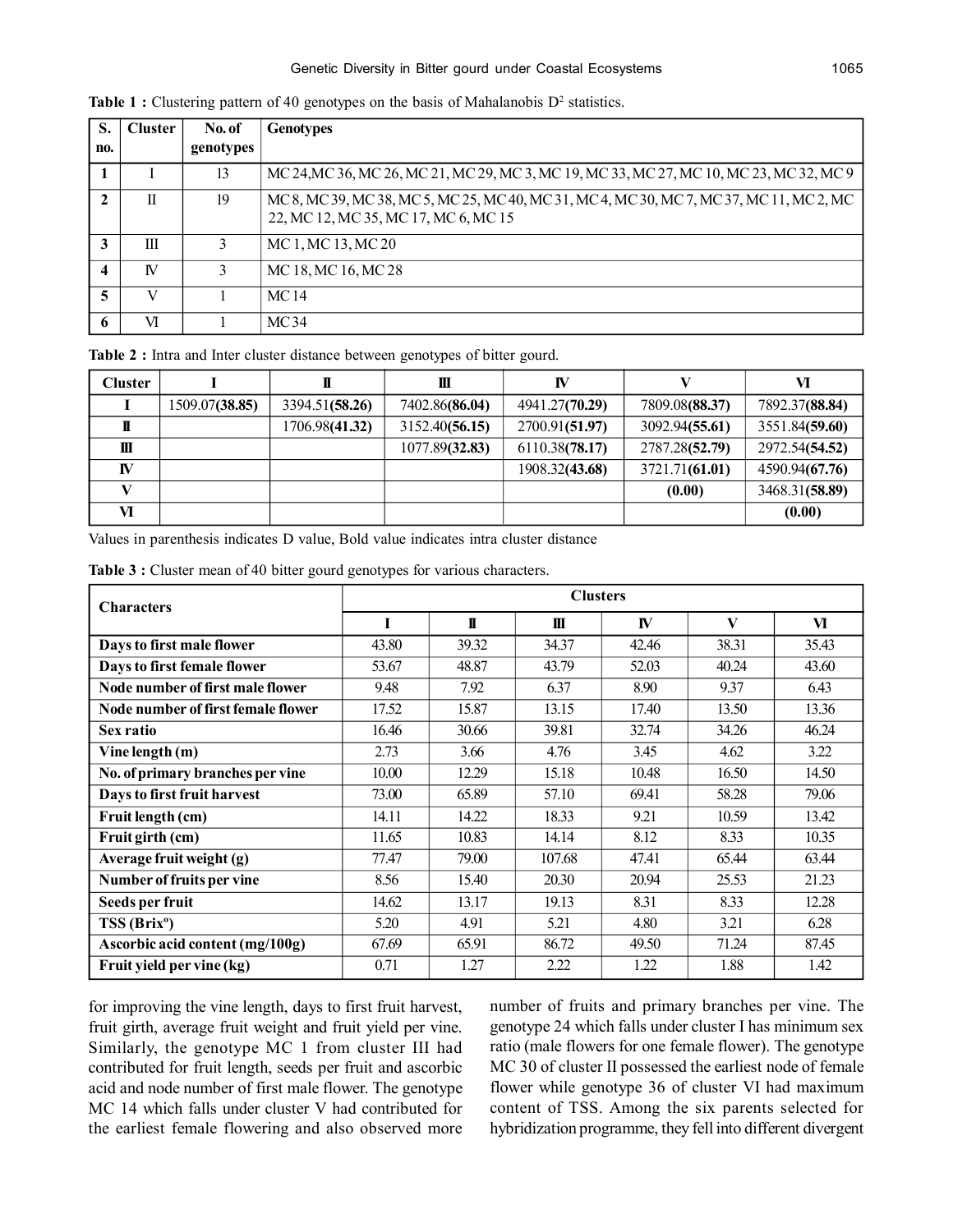**Table 1 :** Clustering pattern of 40 genotypes on the basis of Mahalanobis $D^2$ statistics.

| S. no. | Cluster | No. of genotypes | Genotypes |
|---|---|---|---|
| 1 | I | 13 | MC 24, MC 36, MC 26, MC 21, MC 29, MC 3, MC 19, MC 33, MC 27, MC 10, MC 23, MC 32, MC 9 |
| 2 | II | 19 | MC 8, MC 39, MC 38, MC 5, MC 25, MC 40, MC 31, MC 4, MC 30, MC 7, MC 37, MC 11, MC 2, MC 22, MC 12, MC 35, MC 17, MC 6, MC 15 |
| 3 | III | 3 | MC 1, MC 13, MC 20 |
| 4 | IV | 3 | MC 18, MC 16, MC 28 |
| 5 | V | 1 | MC 14 |
| 6 | VI | 1 | MC 34 |

**Table 2 :** Intra and Inter cluster distance between genotypes of bitter gourd.

| Cluster | I | II | III | IV | V | VI |
|---|---|---|---|---|---|---|
| I | 1509.07(**38.85**) | 3394.51(**58.26**) | 7402.86(**86.04**) | 4941.27(**70.29**) | 7809.08(**88.37**) | 7892.37(**88.84**) |
| II | | 1706.98(**41.32**) | 3152.40(**56.15**) | 2700.91(**51.97**) | 3092.94(**55.61**) | 3551.84(**59.60**) |
| III | | | 1077.89(**32.83**) | 6110.38(**78.17**) | 2787.28(**52.79**) | 2972.54(**54.52**) |
| IV | | | | 1908.32(**43.68**) | 3721.71(**61.01**) | 4590.94(**67.76**) |
| V | | | | | **(0.00)** | 3468.31(**58.89**) |
| VI | | | | | | **(0.00)** |

Values in parenthesis indicates D value, Bold value indicates intra cluster distance

**Table 3 :** Cluster mean of 40 bitter gourd genotypes for various characters.

| Characters | Clusters | | | | | |
|---|---|---|---|---|---|---|
| | I | II | III | IV | V | VI |
| **Days to first male flower** | 43.80 | 39.32 | 34.37 | 42.46 | 38.31 | 35.43 |
| **Days to first female flower** | 53.67 | 48.87 | 43.79 | 52.03 | 40.24 | 43.60 |
| **Node number of first male flower** | 9.48 | 7.92 | 6.37 | 8.90 | 9.37 | 6.43 |
| **Node number of first female flower** | 17.52 | 15.87 | 13.15 | 17.40 | 13.50 | 13.36 |
| **Sex ratio** | 16.46 | 30.66 | 39.81 | 32.74 | 34.26 | 46.24 |
| **Vine length (m)** | 2.73 | 3.66 | 4.76 | 3.45 | 4.62 | 3.22 |
| **No. of primary branches per vine** | 10.00 | 12.29 | 15.18 | 10.48 | 16.50 | 14.50 |
| **Days to first fruit harvest** | 73.00 | 65.89 | 57.10 | 69.41 | 58.28 | 79.06 |
| **Fruit length (cm)** | 14.11 | 14.22 | 18.33 | 9.21 | 10.59 | 13.42 |
| **Fruit girth (cm)** | 11.65 | 10.83 | 14.14 | 8.12 | 8.33 | 10.35 |
| **Average fruit weight (g)** | 77.47 | 79.00 | 107.68 | 47.41 | 65.44 | 63.44 |
| **Number of fruits per vine** | 8.56 | 15.40 | 20.30 | 20.94 | 25.53 | 21.23 |
| **Seeds per fruit** | 14.62 | 13.17 | 19.13 | 8.31 | 8.33 | 12.28 |
| **TSS (Brix°)** | 5.20 | 4.91 | 5.21 | 4.80 | 3.21 | 6.28 |
| **Ascorbic acid content (mg/100g)** | 67.69 | 65.91 | 86.72 | 49.50 | 71.24 | 87.45 |
| **Fruit yield per vine (kg)** | 0.71 | 1.27 | 2.22 | 1.22 | 1.88 | 1.42 |

for improving the vine length, days to first fruit harvest, fruit girth, average fruit weight and fruit yield per vine. Similarly, the genotype MC 1 from cluster III had contributed for fruit length, seeds per fruit and ascorbic acid and node number of first male flower. The genotype MC 14 which falls under cluster V had contributed for the earliest female flowering and also observed more number of fruits and primary branches per vine. The genotype 24 which falls under cluster I has minimum sex ratio (male flowers for one female flower). The genotype MC 30 of cluster II possessed the earliest node of female flower while genotype 36 of cluster VI had maximum content of TSS. Among the six parents selected for hybridization programme, they fell into different divergent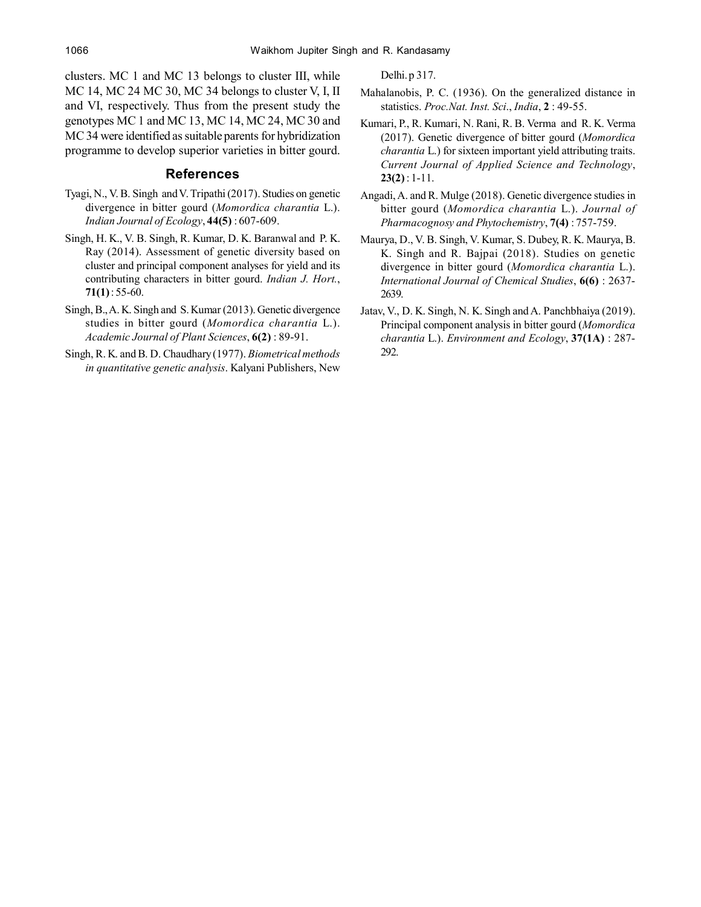clusters. MC 1 and MC 13 belongs to cluster III, while MC 14, MC 24 MC 30, MC 34 belongs to cluster V, I, II and VI, respectively. Thus from the present study the genotypes MC 1 and MC 13, MC 14, MC 24, MC 30 and MC 34 were identified as suitable parents for hybridization programme to develop superior varieties in bitter gourd.

## References

Tyagi, N., V. B. Singh and V. Tripathi (2017). Studies on genetic divergence in bitter gourd (*Momordica charantia* L.). *Indian Journal of Ecology*, **44(5)** : 607-609.

Singh, H. K., V. B. Singh, R. Kumar, D. K. Baranwal and P. K. Ray (2014). Assessment of genetic diversity based on cluster and principal component analyses for yield and its contributing characters in bitter gourd. *Indian J. Hort.*, **71(1)** : 55-60.

Singh, B., A. K. Singh and S. Kumar (2013). Genetic divergence studies in bitter gourd (*Momordica charantia* L.). *Academic Journal of Plant Sciences*, **6(2)** : 89-91.

Singh, R. K. and B. D. Chaudhary (1977). *Biometrical methods in quantitative genetic analysis*. Kalyani Publishers, New Delhi. p 317.

Mahalanobis, P. C. (1936). On the generalized distance in statistics. *Proc.Nat. Inst. Sci*., *India*, **2** : 49-55.

Kumari, P., R. Kumari, N. Rani, R. B. Verma and R. K. Verma (2017). Genetic divergence of bitter gourd (*Momordica charantia* L.) for sixteen important yield attributing traits. *Current Journal of Applied Science and Technology*, **23(2)** : 1-11.

Angadi, A. and R. Mulge (2018). Genetic divergence studies in bitter gourd (*Momordica charantia* L.). *Journal of Pharmacognosy and Phytochemistry*, **7(4)** : 757-759.

Maurya, D., V. B. Singh, V. Kumar, S. Dubey, R. K. Maurya, B. K. Singh and R. Bajpai (2018). Studies on genetic divergence in bitter gourd (*Momordica charantia* L.). *International Journal of Chemical Studies*, **6(6)** : 2637-2639.

Jatav, V., D. K. Singh, N. K. Singh and A. Panchbhaiya (2019). Principal component analysis in bitter gourd (*Momordica charantia* L.). *Environment and Ecology*, **37(1A)** : 287-292.